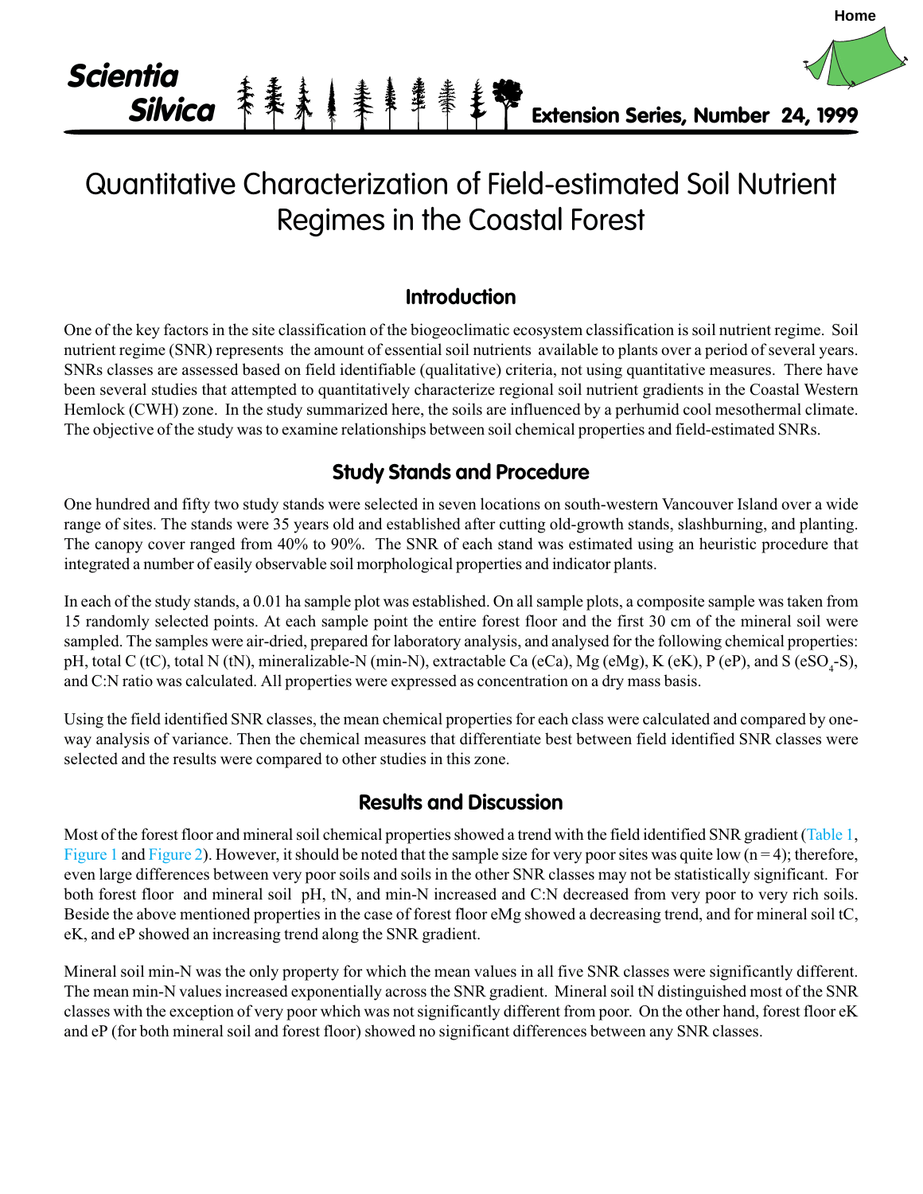Scientia Silvica — Extension Series, Number 24, 1999

# Quantitative Characterization of Field-estimated Soil Nutrient Regimes in the Coastal Forest

## Introduction

One of the key factors in the site classification of the biogeoclimatic ecosystem classification is soil nutrient regime. Soil nutrient regime (SNR) represents the amount of essential soil nutrients available to plants over a period of several years. SNRs classes are assessed based on field identifiable (qualitative) criteria, not using quantitative measures. There have been several studies that attempted to quantitatively characterize regional soil nutrient gradients in the Coastal Western Hemlock (CWH) zone. In the study summarized here, the soils are influenced by a perhumid cool mesothermal climate. The objective of the study was to examine relationships between soil chemical properties and field-estimated SNRs.

## Study Stands and Procedure

One hundred and fifty two study stands were selected in seven locations on south-western Vancouver Island over a wide range of sites. The stands were 35 years old and established after cutting old-growth stands, slashburning, and planting. The canopy cover ranged from 40% to 90%. The SNR of each stand was estimated using an heuristic procedure that integrated a number of easily observable soil morphological properties and indicator plants.

In each of the study stands, a 0.01 ha sample plot was established. On all sample plots, a composite sample was taken from 15 randomly selected points. At each sample point the entire forest floor and the first 30 cm of the mineral soil were sampled. The samples were air-dried, prepared for laboratory analysis, and analysed for the following chemical properties: pH, total C (tC), total N (tN), mineralizable-N (min-N), extractable Ca (eCa), Mg (eMg), K (eK), P (eP), and S ($eSO_4$-S), and C:N ratio was calculated. All properties were expressed as concentration on a dry mass basis.

Using the field identified SNR classes, the mean chemical properties for each class were calculated and compared by one-way analysis of variance. Then the chemical measures that differentiate best between field identified SNR classes were selected and the results were compared to other studies in this zone.

## Results and Discussion

Most of the forest floor and mineral soil chemical properties showed a trend with the field identified SNR gradient (Table 1, Figure 1 and Figure 2). However, it should be noted that the sample size for very poor sites was quite low ($n = 4$); therefore, even large differences between very poor soils and soils in the other SNR classes may not be statistically significant. For both forest floor and mineral soil pH, tN, and min-N increased and C:N decreased from very poor to very rich soils. Beside the above mentioned properties in the case of forest floor eMg showed a decreasing trend, and for mineral soil tC, eK, and eP showed an increasing trend along the SNR gradient.

Mineral soil min-N was the only property for which the mean values in all five SNR classes were significantly different. The mean min-N values increased exponentially across the SNR gradient. Mineral soil tN distinguished most of the SNR classes with the exception of very poor which was not significantly different from poor. On the other hand, forest floor eK and eP (for both mineral soil and forest floor) showed no significant differences between any SNR classes.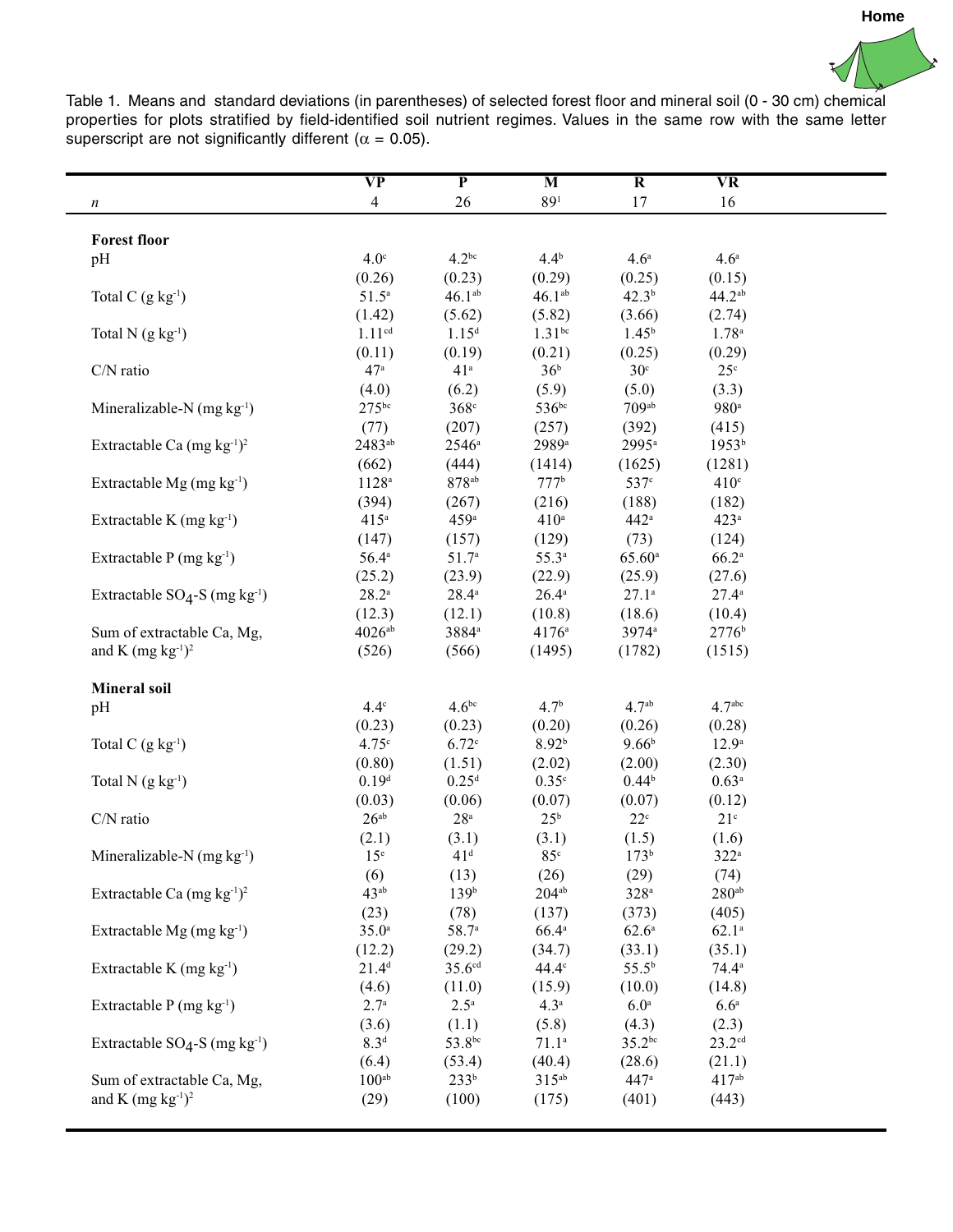Table 1. Means and standard deviations (in parentheses) of selected forest floor and mineral soil (0 - 30 cm) chemical properties for plots stratified by field-identified soil nutrient regimes. Values in the same row with the same letter superscript are not significantly different ($\alpha = 0.05$).

| | VP | P | M | R | VR |
|---|---|---|---|---|---|
| *n* | 4 | 26 | 89[1] | 17 | 16 |
| **Forest floor** | | | | | |
| pH | 4.0[c] | 4.2[bc] | 4.4[b] | 4.6[a] | 4.6[a] |
| | (0.26) | (0.23) | (0.29) | (0.25) | (0.15) |
| Total C (g $kg^{-1}$) | 51.5[a] | 46.1[ab] | 46.1[ab] | 42.3[b] | 44.2[ab] |
| | (1.42) | (5.62) | (5.82) | (3.66) | (2.74) |
| Total N (g $kg^{-1}$) | 1.11[cd] | 1.15[d] | 1.31[bc] | 1.45[b] | 1.78[a] |
| | (0.11) | (0.19) | (0.21) | (0.25) | (0.29) |
| C/N ratio | 47[a] | 41[a] | 36[b] | 30[c] | 25[c] |
| | (4.0) | (6.2) | (5.9) | (5.0) | (3.3) |
| Mineralizable-N (mg $kg^{-1}$) | 275[bc] | 368[c] | 536[bc] | 709[ab] | 980[a] |
| | (77) | (207) | (257) | (392) | (415) |
| Extractable Ca (mg $kg^{-1}$)[2] | 2483[ab] | 2546[a] | 2989[a] | 2995[a] | 1953[b] |
| | (662) | (444) | (1414) | (1625) | (1281) |
| Extractable Mg (mg $kg^{-1}$) | 1128[a] | 878[ab] | 777[b] | 537[c] | 410[c] |
| | (394) | (267) | (216) | (188) | (182) |
| Extractable K (mg $kg^{-1}$) | 415[a] | 459[a] | 410[a] | 442[a] | 423[a] |
| | (147) | (157) | (129) | (73) | (124) |
| Extractable P (mg $kg^{-1}$) | 56.4[a] | 51.7[a] | 55.3[a] | 65.60[a] | 66.2[a] |
| | (25.2) | (23.9) | (22.9) | (25.9) | (27.6) |
| Extractable $SO_4$-S (mg $kg^{-1}$) | 28.2[a] | 28.4[a] | 26.4[a] | 27.1[a] | 27.4[a] |
| | (12.3) | (12.1) | (10.8) | (18.6) | (10.4) |
| Sum of extractable Ca, Mg, and K (mg $kg^{-1}$)[2] | 4026[ab] | 3884[a] | 4176[a] | 3974[a] | 2776[b] |
| | (526) | (566) | (1495) | (1782) | (1515) |
| **Mineral soil** | | | | | |
| pH | 4.4[c] | 4.6[bc] | 4.7[b] | 4.7[ab] | 4.7[abc] |
| | (0.23) | (0.23) | (0.20) | (0.26) | (0.28) |
| Total C (g $kg^{-1}$) | 4.75[c] | 6.72[c] | 8.92[b] | 9.66[b] | 12.9[a] |
| | (0.80) | (1.51) | (2.02) | (2.00) | (2.30) |
| Total N (g $kg^{-1}$) | 0.19[d] | 0.25[d] | 0.35[c] | 0.44[b] | 0.63[a] |
| | (0.03) | (0.06) | (0.07) | (0.07) | (0.12) |
| C/N ratio | 26[ab] | 28[a] | 25[b] | 22[c] | 21[c] |
| | (2.1) | (3.1) | (3.1) | (1.5) | (1.6) |
| Mineralizable-N (mg $kg^{-1}$) | 15[e] | 41[d] | 85[c] | 173[b] | 322[a] |
| | (6) | (13) | (26) | (29) | (74) |
| Extractable Ca (mg $kg^{-1}$)[2] | 43[ab] | 139[b] | 204[ab] | 328[a] | 280[ab] |
| | (23) | (78) | (137) | (373) | (405) |
| Extractable Mg (mg $kg^{-1}$) | 35.0[a] | 58.7[a] | 66.4[a] | 62.6[a] | 62.1[a] |
| | (12.2) | (29.2) | (34.7) | (33.1) | (35.1) |
| Extractable K (mg $kg^{-1}$) | 21.4[d] | 35.6[cd] | 44.4[c] | 55.5[b] | 74.4[a] |
| | (4.6) | (11.0) | (15.9) | (10.0) | (14.8) |
| Extractable P (mg $kg^{-1}$) | 2.7[a] | 2.5[a] | 4.3[a] | 6.0[a] | 6.6[a] |
| | (3.6) | (1.1) | (5.8) | (4.3) | (2.3) |
| Extractable $SO_4$-S (mg $kg^{-1}$) | 8.3[d] | 53.8[bc] | 71.1[a] | 35.2[bc] | 23.2[cd] |
| | (6.4) | (53.4) | (40.4) | (28.6) | (21.1) |
| Sum of extractable Ca, Mg, and K (mg $kg^{-1}$)[2] | 100[ab] | 233[b] | 315[ab] | 447[a] | 417[ab] |
| | (29) | (100) | (175) | (401) | (443) |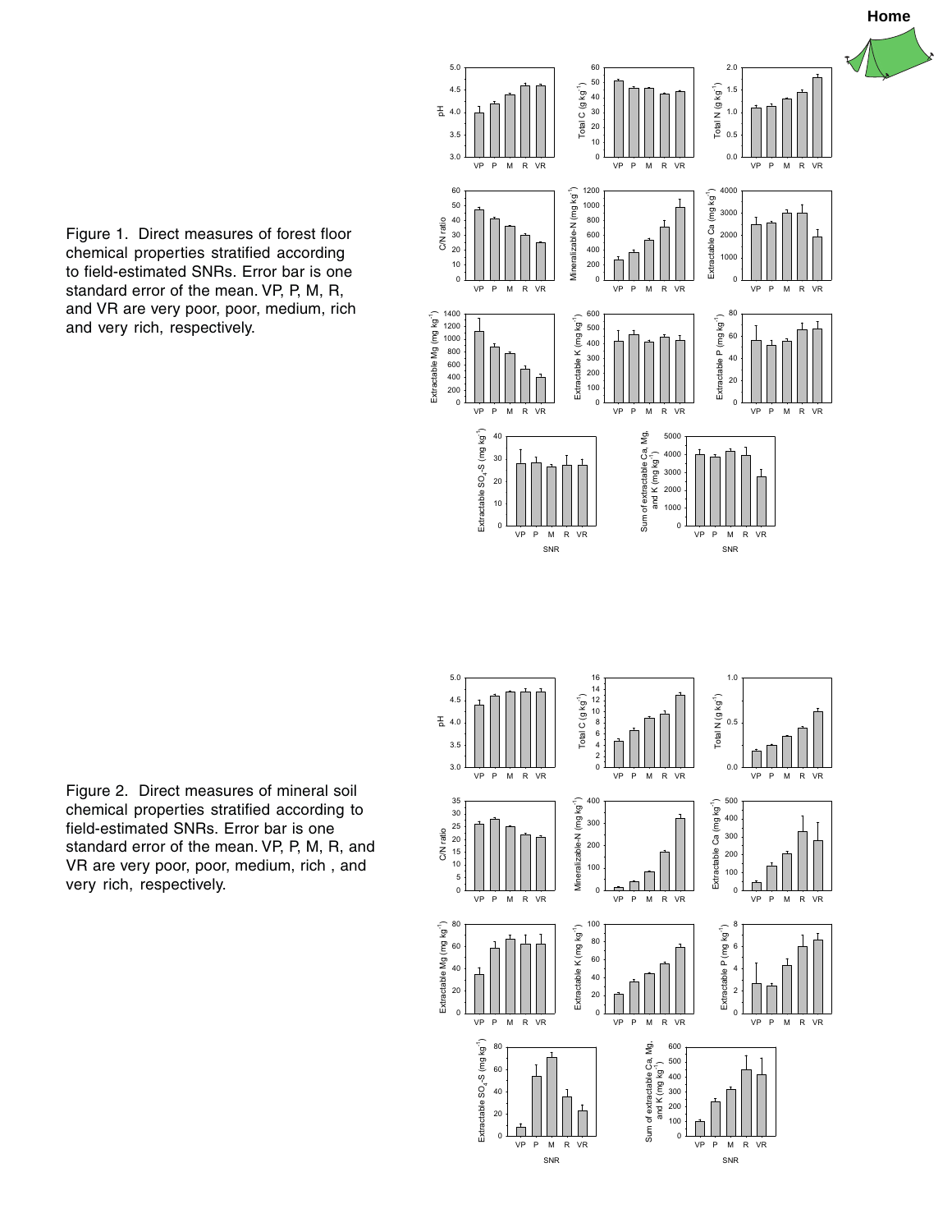Figure 1. Direct measures of forest floor chemical properties stratified according to field-estimated SNRs. Error bar is one standard error of the mean. VP, P, M, R, and VR are very poor, poor, medium, rich and very rich, respectively.

Figure 2. Direct measures of mineral soil chemical properties stratified according to field-estimated SNRs. Error bar is one standard error of the mean. VP, P, M, R, and VR are very poor, poor, medium, rich , and very rich, respectively.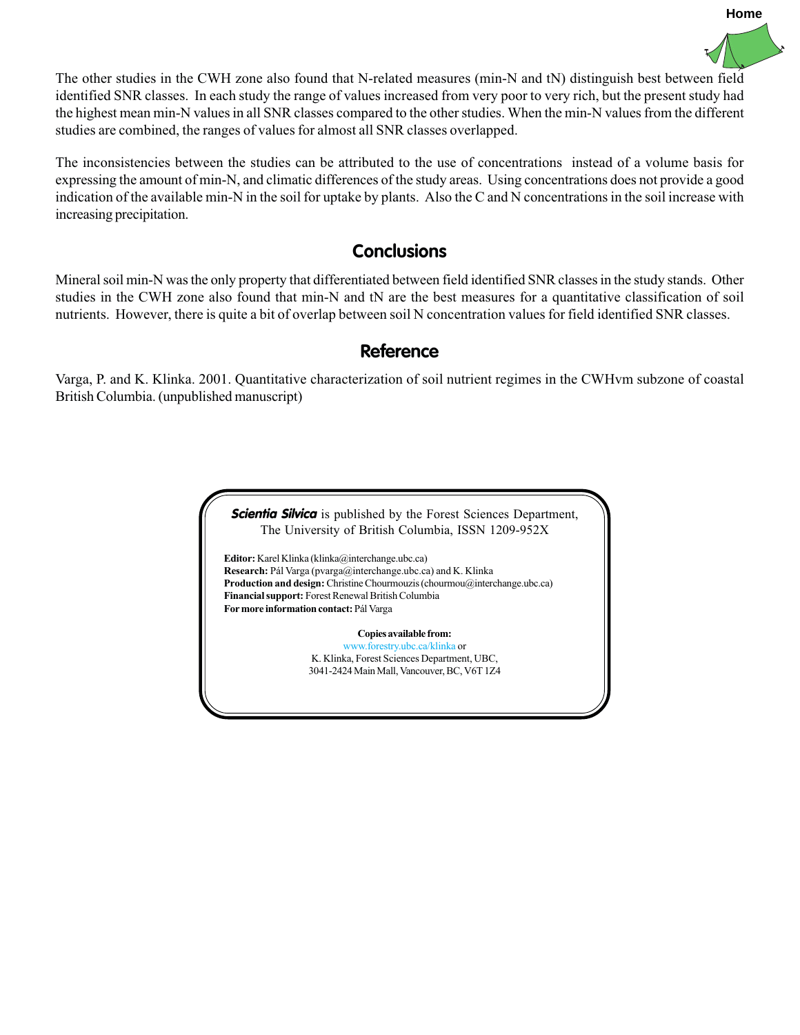The other studies in the CWH zone also found that N-related measures (min-N and tN) distinguish best between field identified SNR classes. In each study the range of values increased from very poor to very rich, but the present study had the highest mean min-N values in all SNR classes compared to the other studies. When the min-N values from the different studies are combined, the ranges of values for almost all SNR classes overlapped.

The inconsistencies between the studies can be attributed to the use of concentrations instead of a volume basis for expressing the amount of min-N, and climatic differences of the study areas. Using concentrations does not provide a good indication of the available min-N in the soil for uptake by plants. Also the C and N concentrations in the soil increase with increasing precipitation.

## Conclusions

Mineral soil min-N was the only property that differentiated between field identified SNR classes in the study stands. Other studies in the CWH zone also found that min-N and tN are the best measures for a quantitative classification of soil nutrients. However, there is quite a bit of overlap between soil N concentration values for field identified SNR classes.

## Reference

Varga, P. and K. Klinka. 2001. Quantitative characterization of soil nutrient regimes in the CWHvm subzone of coastal British Columbia. (unpublished manuscript)

***Scientia Silvica*** is published by the Forest Sciences Department, The University of British Columbia, ISSN 1209-952X

**Editor:** Karel Klinka (klinka@interchange.ubc.ca)
**Research:** Pál Varga (pvarga@interchange.ubc.ca) and K. Klinka
**Production and design:** Christine Chourmouzis (chourmou@interchange.ubc.ca)
**Financial support:** Forest Renewal British Columbia
**For more information contact:** Pál Varga

**Copies available from:**
www.forestry.ubc.ca/klinka or
K. Klinka, Forest Sciences Department, UBC,
3041-2424 Main Mall, Vancouver, BC, V6T 1Z4